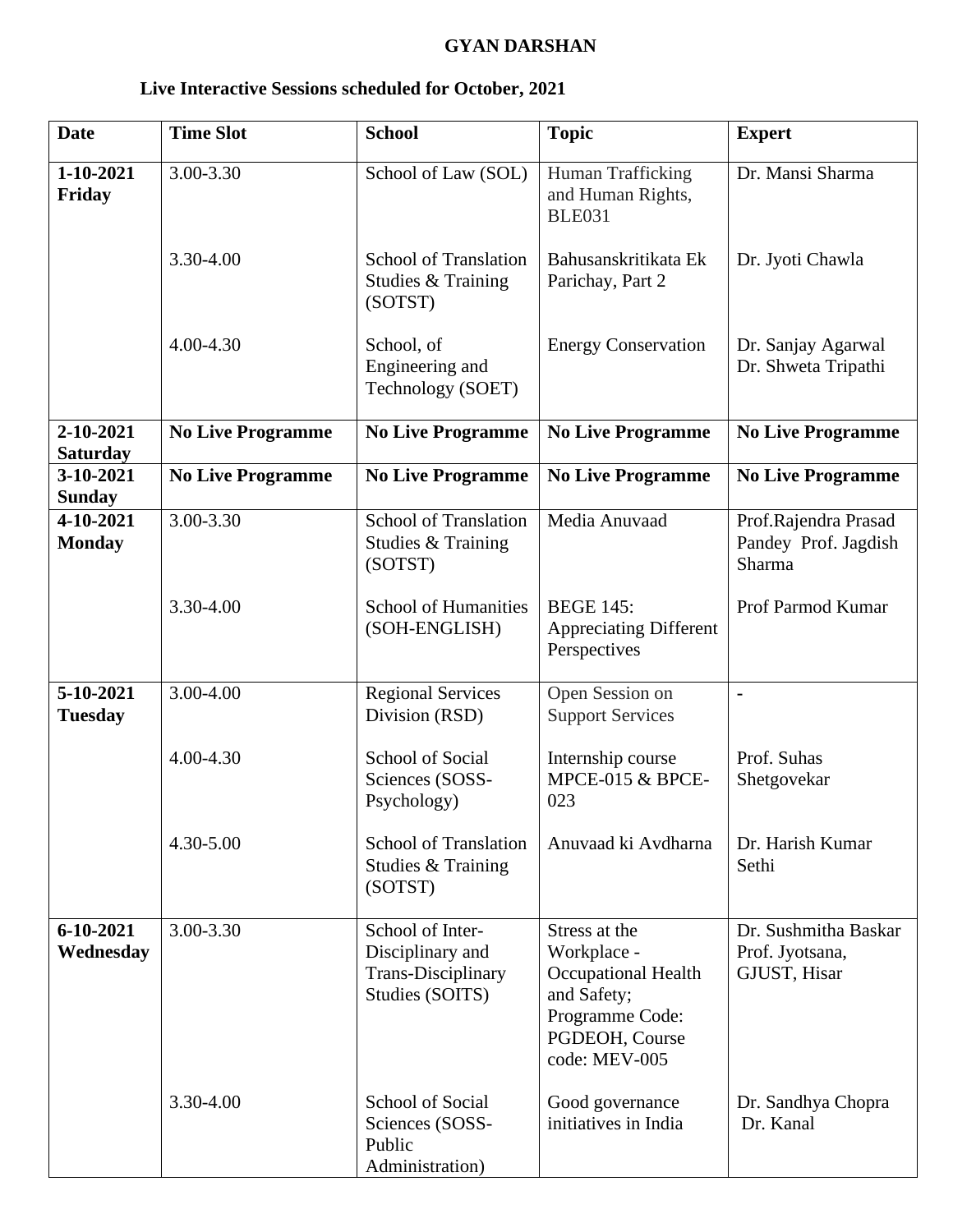**GYAN DARSHAN**

**Live Interactive Sessions scheduled for October, 2021**

| **Date** | **Time Slot** | **School** | **Topic** | **Expert** |
|---|---|---|---|---|
| **1-10-2021 Friday** | 3.00-3.30 | School of Law (SOL) | Human Trafficking and Human Rights, BLE031 | Dr. Mansi Sharma |
| | 3.30-4.00 | School of Translation Studies & Training (SOTST) | Bahusanskritikata Ek Parichay, Part 2 | Dr. Jyoti Chawla |
| | 4.00-4.30 | School, of Engineering and Technology (SOET) | Energy Conservation | Dr. Sanjay Agarwal Dr. Shweta Tripathi |
| **2-10-2021 Saturday** | **No Live Programme** | **No Live Programme** | **No Live Programme** | **No Live Programme** |
| **3-10-2021 Sunday** | **No Live Programme** | **No Live Programme** | **No Live Programme** | **No Live Programme** |
| **4-10-2021 Monday** | 3.00-3.30 | School of Translation Studies & Training (SOTST) | Media Anuvaad | Prof.Rajendra Prasad Pandey Prof. Jagdish Sharma |
| | 3.30-4.00 | School of Humanities (SOH-ENGLISH) | BEGE 145: Appreciating Different Perspectives | Prof Parmod Kumar |
| **5-10-2021 Tuesday** | 3.00-4.00 | Regional Services Division (RSD) | Open Session on Support Services | - |
| | 4.00-4.30 | School of Social Sciences (SOSS-Psychology) | Internship course MPCE-015 & BPCE-023 | Prof. Suhas Shetgovekar |
| | 4.30-5.00 | School of Translation Studies & Training (SOTST) | Anuvaad ki Avdharna | Dr. Harish Kumar Sethi |
| **6-10-2021 Wednesday** | 3.00-3.30 | School of Inter-Disciplinary and Trans-Disciplinary Studies (SOITS) | Stress at the Workplace - Occupational Health and Safety; Programme Code: PGDEOH, Course code: MEV-005 | Dr. Sushmitha Baskar Prof. Jyotsana, GJUST, Hisar |
| | 3.30-4.00 | School of Social Sciences (SOSS-Public Administration) | Good governance initiatives in India | Dr. Sandhya Chopra Dr. Kanal |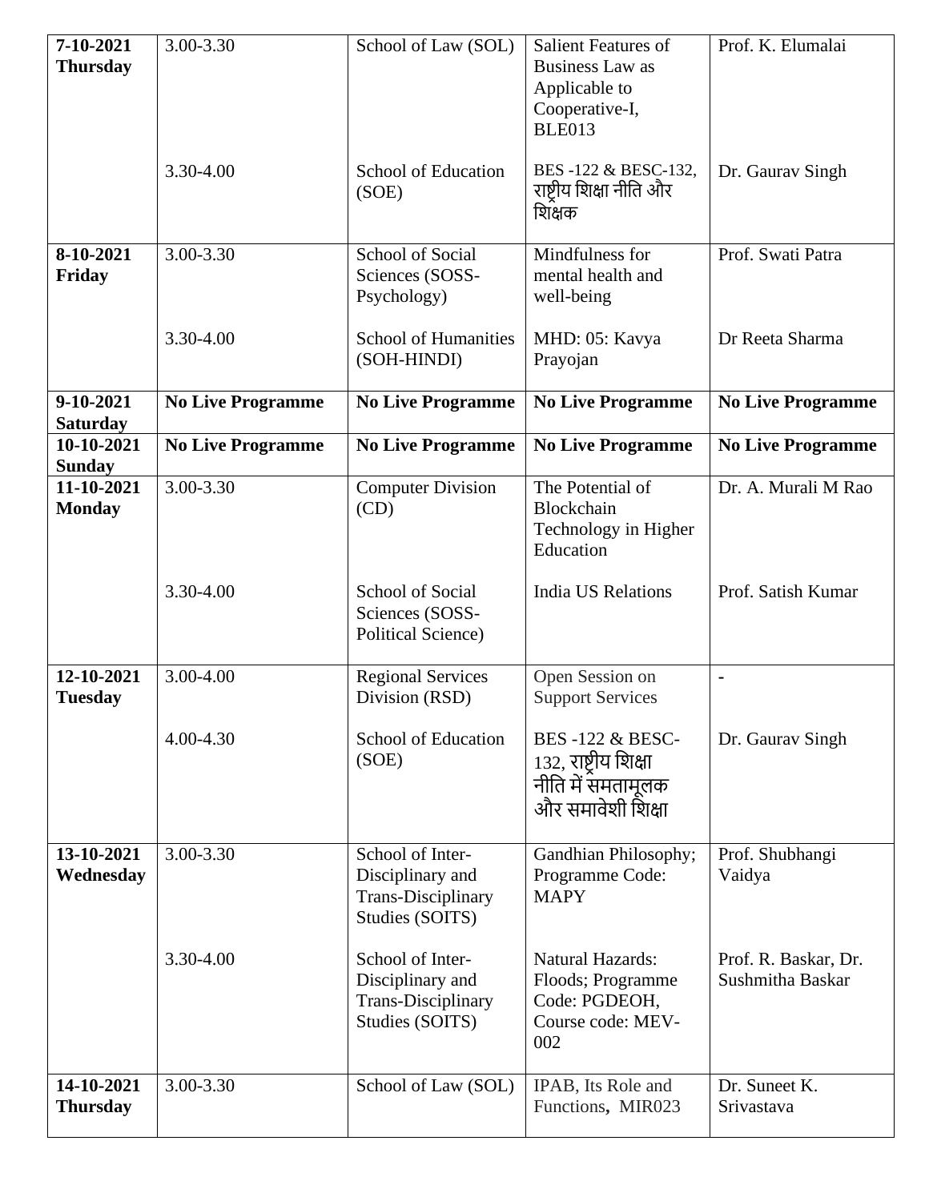| | | | | |
|---|---|---|---|---|
| **7-10-2021 Thursday** | 3.00-3.30 | School of Law (SOL) | Salient Features of Business Law as Applicable to Cooperative-I, BLE013 | Prof. K. Elumalai |
| | 3.30-4.00 | School of Education (SOE) | BES -122 & BESC-132, राष्ट्रीय शिक्षा नीति और शिक्षक | Dr. Gaurav Singh |
| **8-10-2021 Friday** | 3.00-3.30 | School of Social Sciences (SOSS-Psychology) | Mindfulness for mental health and well-being | Prof. Swati Patra |
| | 3.30-4.00 | School of Humanities (SOH-HINDI) | MHD: 05: Kavya Prayojan | Dr Reeta Sharma |
| **9-10-2021 Saturday** | **No Live Programme** | **No Live Programme** | **No Live Programme** | **No Live Programme** |
| **10-10-2021 Sunday** | **No Live Programme** | **No Live Programme** | **No Live Programme** | **No Live Programme** |
| **11-10-2021 Monday** | 3.00-3.30 | Computer Division (CD) | The Potential of Blockchain Technology in Higher Education | Dr. A. Murali M Rao |
| | 3.30-4.00 | School of Social Sciences (SOSS-Political Science) | India US Relations | Prof. Satish Kumar |
| **12-10-2021 Tuesday** | 3.00-4.00 | Regional Services Division (RSD) | Open Session on Support Services | - |
| | 4.00-4.30 | School of Education (SOE) | BES -122 & BESC-132, राष्ट्रीय शिक्षा नीति में समतामूलक और समावेशी शिक्षा | Dr. Gaurav Singh |
| **13-10-2021 Wednesday** | 3.00-3.30 | School of Inter-Disciplinary and Trans-Disciplinary Studies (SOITS) | Gandhian Philosophy; Programme Code: MAPY | Prof. Shubhangi Vaidya |
| | 3.30-4.00 | School of Inter-Disciplinary and Trans-Disciplinary Studies (SOITS) | Natural Hazards: Floods; Programme Code: PGDEOH, Course code: MEV-002 | Prof. R. Baskar, Dr. Sushmitha Baskar |
| **14-10-2021 Thursday** | 3.00-3.30 | School of Law (SOL) | IPAB, Its Role and Functions, MIR023 | Dr. Suneet K. Srivastava |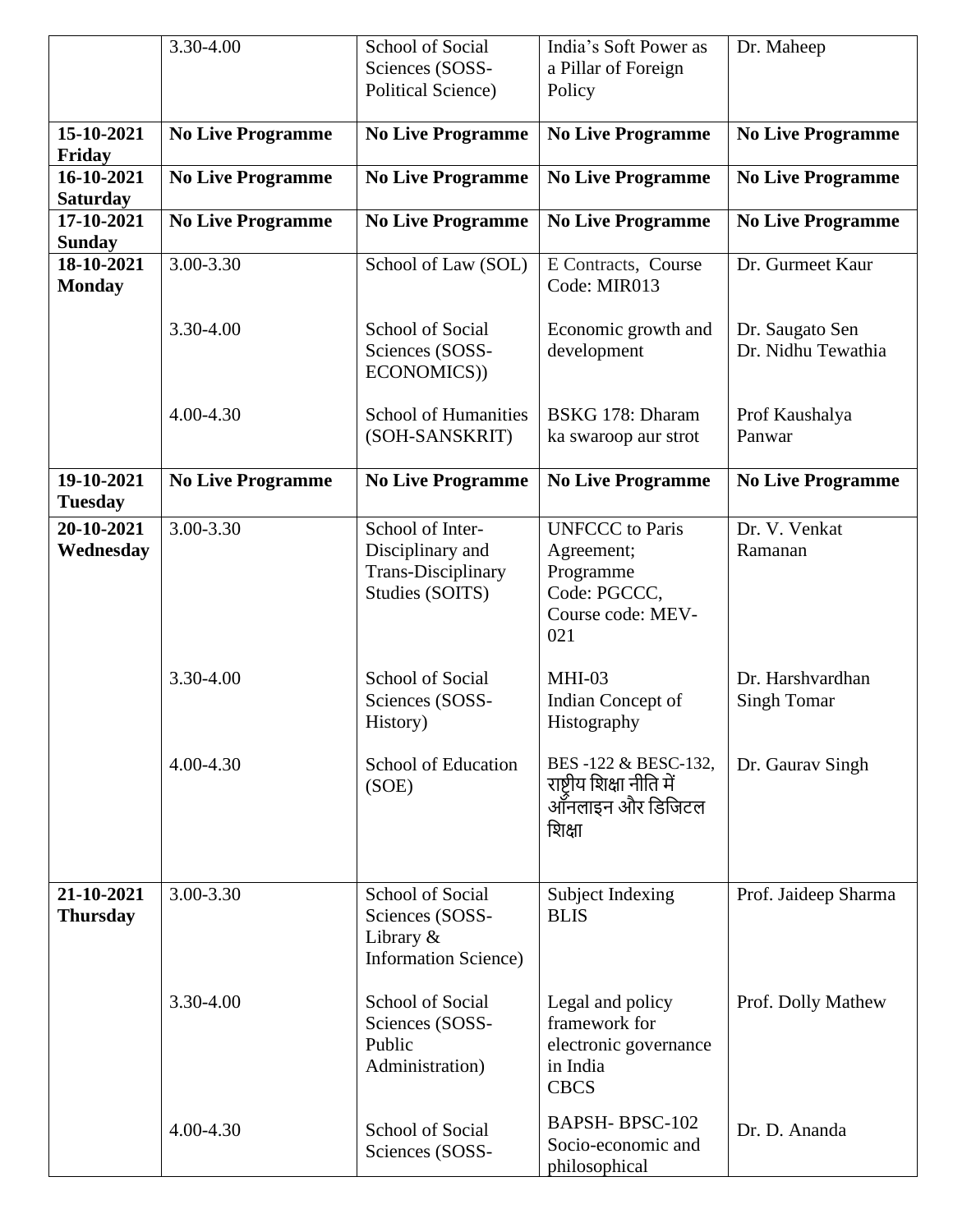| | | | | |
|---|---|---|---|---|
| | 3.30-4.00 | School of Social Sciences (SOSS-Political Science) | India's Soft Power as a Pillar of Foreign Policy | Dr. Maheep |
| **15-10-2021 Friday** | **No Live Programme** | **No Live Programme** | **No Live Programme** | **No Live Programme** |
| **16-10-2021 Saturday** | **No Live Programme** | **No Live Programme** | **No Live Programme** | **No Live Programme** |
| **17-10-2021 Sunday** | **No Live Programme** | **No Live Programme** | **No Live Programme** | **No Live Programme** |
| **18-10-2021 Monday** | 3.00-3.30 | School of Law (SOL) | E Contracts, Course Code: MIR013 | Dr. Gurmeet Kaur |
| | 3.30-4.00 | School of Social Sciences (SOSS-ECONOMICS)) | Economic growth and development | Dr. Saugato Sen<br>Dr. Nidhu Tewathia |
| | 4.00-4.30 | School of Humanities (SOH-SANSKRIT) | BSKG 178: Dharam ka swaroop aur strot | Prof Kaushalya Panwar |
| **19-10-2021 Tuesday** | **No Live Programme** | **No Live Programme** | **No Live Programme** | **No Live Programme** |
| **20-10-2021 Wednesday** | 3.00-3.30 | School of Inter-Disciplinary and Trans-Disciplinary Studies (SOITS) | UNFCCC to Paris Agreement; Programme Code: PGCCC, Course code: MEV-021 | Dr. V. Venkat Ramanan |
| | 3.30-4.00 | School of Social Sciences (SOSS-History) | MHI-03<br>Indian Concept of Histography | Dr. Harshvardhan Singh Tomar |
| | 4.00-4.30 | School of Education (SOE) | BES -122 & BESC-132, राष्ट्रीय शिक्षा नीति में ऑनलाइन और डिजिटल शिक्षा | Dr. Gaurav Singh |
| **21-10-2021 Thursday** | 3.00-3.30 | School of Social Sciences (SOSS-Library & Information Science) | Subject Indexing BLIS | Prof. Jaideep Sharma |
| | 3.30-4.00 | School of Social Sciences (SOSS-Public Administration) | Legal and policy framework for electronic governance in India<br>CBCS | Prof. Dolly Mathew |
| | 4.00-4.30 | School of Social Sciences (SOSS- | BAPSH- BPSC-102<br>Socio-economic and philosophical | Dr. D. Ananda |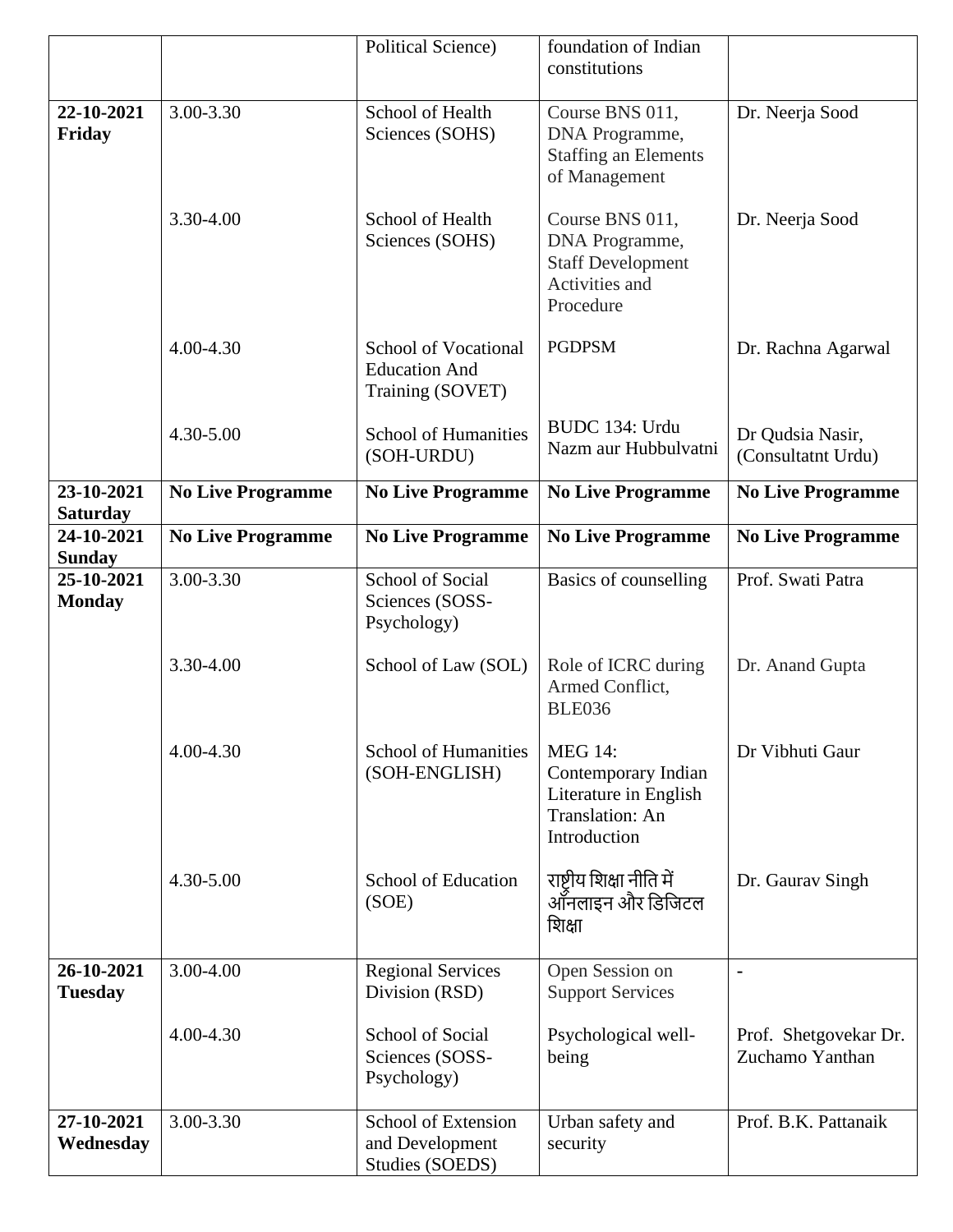| | | Political Science) | foundation of Indian constitutions | |
|---|---|---|---|---|
| **22-10-2021 Friday** | 3.00-3.30 | School of Health Sciences (SOHS) | Course BNS 011, DNA Programme, Staffing an Elements of Management | Dr. Neerja Sood |
| | 3.30-4.00 | School of Health Sciences (SOHS) | Course BNS 011, DNA Programme, Staff Development Activities and Procedure | Dr. Neerja Sood |
| | 4.00-4.30 | School of Vocational Education And Training (SOVET) | PGDPSM | Dr. Rachna Agarwal |
| | 4.30-5.00 | School of Humanities (SOH-URDU) | BUDC 134: Urdu Nazm aur Hubbulvatni | Dr Qudsia Nasir, (Consultatnt Urdu) |
| **23-10-2021 Saturday** | **No Live Programme** | **No Live Programme** | **No Live Programme** | **No Live Programme** |
| **24-10-2021 Sunday** | **No Live Programme** | **No Live Programme** | **No Live Programme** | **No Live Programme** |
| **25-10-2021 Monday** | 3.00-3.30 | School of Social Sciences (SOSS-Psychology) | Basics of counselling | Prof. Swati Patra |
| | 3.30-4.00 | School of Law (SOL) | Role of ICRC during Armed Conflict, BLE036 | Dr. Anand Gupta |
| | 4.00-4.30 | School of Humanities (SOH-ENGLISH) | MEG 14: Contemporary Indian Literature in English Translation: An Introduction | Dr Vibhuti Gaur |
| | 4.30-5.00 | School of Education (SOE) | राष्ट्रीय शिक्षा नीति में ऑनलाइन और डिजिटल शिक्षा | Dr. Gaurav Singh |
| **26-10-2021 Tuesday** | 3.00-4.00 | Regional Services Division (RSD) | Open Session on Support Services | - |
| | 4.00-4.30 | School of Social Sciences (SOSS-Psychology) | Psychological well-being | Prof. Shetgovekar Dr. Zuchamo Yanthan |
| **27-10-2021 Wednesday** | 3.00-3.30 | School of Extension and Development Studies (SOEDS) | Urban safety and security | Prof. B.K. Pattanaik |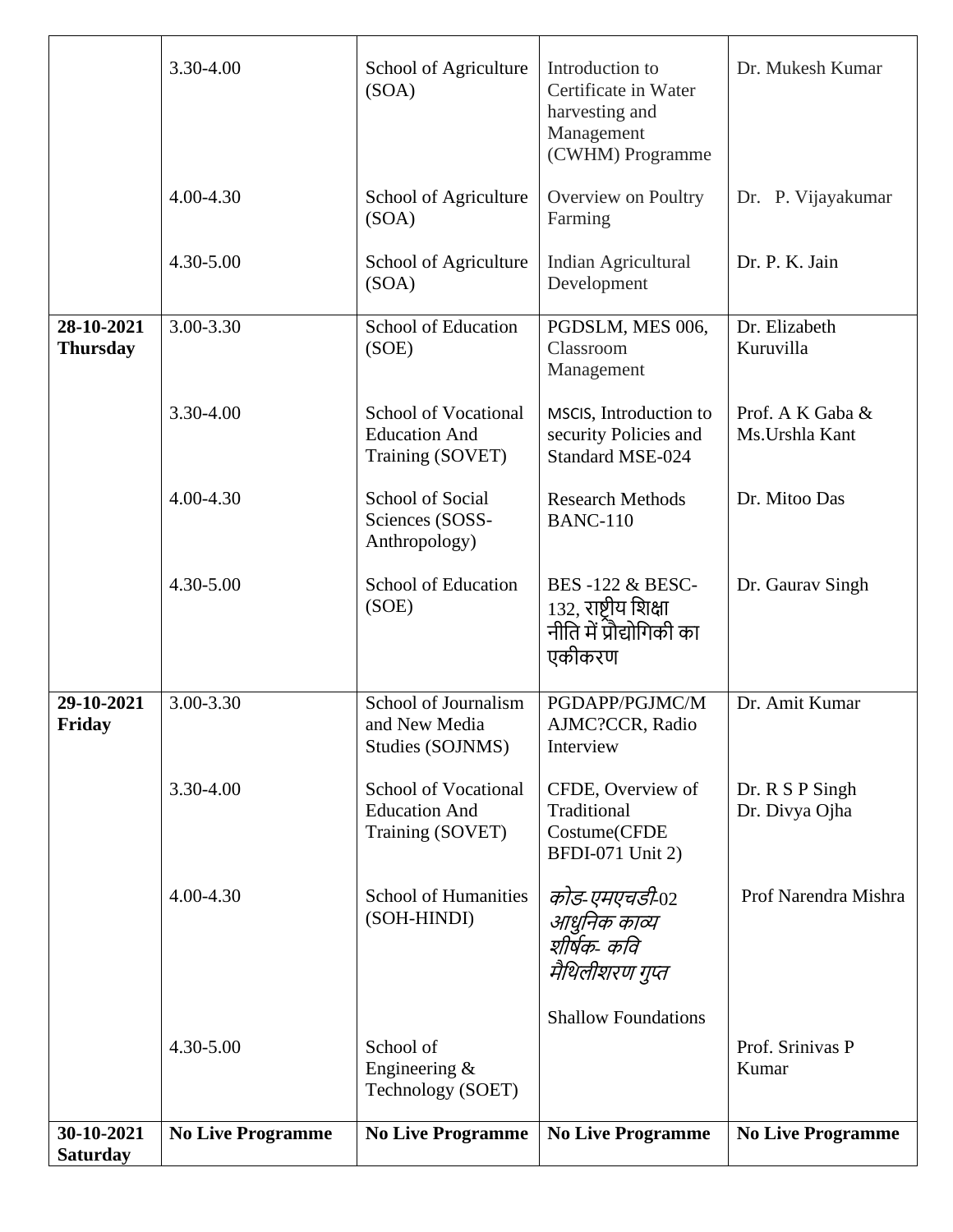| | | | | |
|---|---|---|---|---|
| | 3.30-4.00 | School of Agriculture (SOA) | Introduction to Certificate in Water harvesting and Management (CWHM) Programme | Dr. Mukesh Kumar |
| | 4.00-4.30 | School of Agriculture (SOA) | Overview on Poultry Farming | Dr. P. Vijayakumar |
| | 4.30-5.00 | School of Agriculture (SOA) | Indian Agricultural Development | Dr. P. K. Jain |
| **28-10-2021 Thursday** | 3.00-3.30 | School of Education (SOE) | PGDSLM, MES 006, Classroom Management | Dr. Elizabeth Kuruvilla |
| | 3.30-4.00 | School of Vocational Education And Training (SOVET) | MSCIS, Introduction to security Policies and Standard MSE-024 | Prof. A K Gaba & Ms.Urshla Kant |
| | 4.00-4.30 | School of Social Sciences (SOSS-Anthropology) | Research Methods BANC-110 | Dr. Mitoo Das |
| | 4.30-5.00 | School of Education (SOE) | BES -122 & BESC-132, राष्ट्रीय शिक्षा नीति में प्रौद्योगिकी का एकीकरण | Dr. Gaurav Singh |
| **29-10-2021 Friday** | 3.00-3.30 | School of Journalism and New Media Studies (SOJNMS) | PGDAPP/PGJMC/MAJMC?CCR, Radio Interview | Dr. Amit Kumar |
| | 3.30-4.00 | School of Vocational Education And Training (SOVET) | CFDE, Overview of Traditional Costume(CFDE BFDI-071 Unit 2) | Dr. R S P Singh Dr. Divya Ojha |
| | 4.00-4.30 | School of Humanities (SOH-HINDI) | *कोड-एमएचडी-02 आधुनिक काव्य शीर्षक- कवि मैथिलीशरण गुप्त* | Prof Narendra Mishra |
| | 4.30-5.00 | School of Engineering & Technology (SOET) | Shallow Foundations | Prof. Srinivas P Kumar |
| **30-10-2021 Saturday** | **No Live Programme** | **No Live Programme** | **No Live Programme** | **No Live Programme** |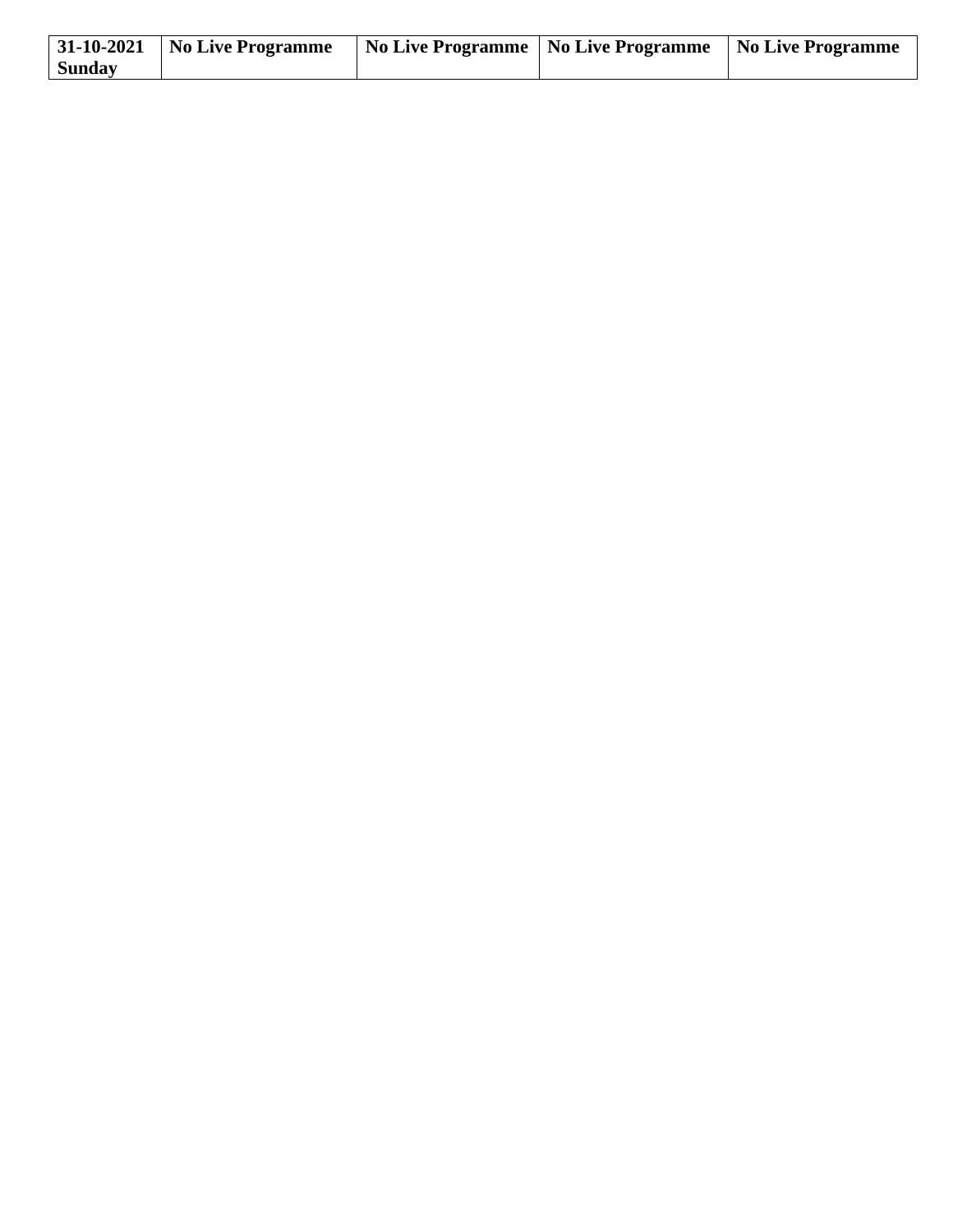| | | | | |
|---|---|---|---|---|
| **31-10-2021 Sunday** | **No Live Programme** | **No Live Programme** | **No Live Programme** | **No Live Programme** |